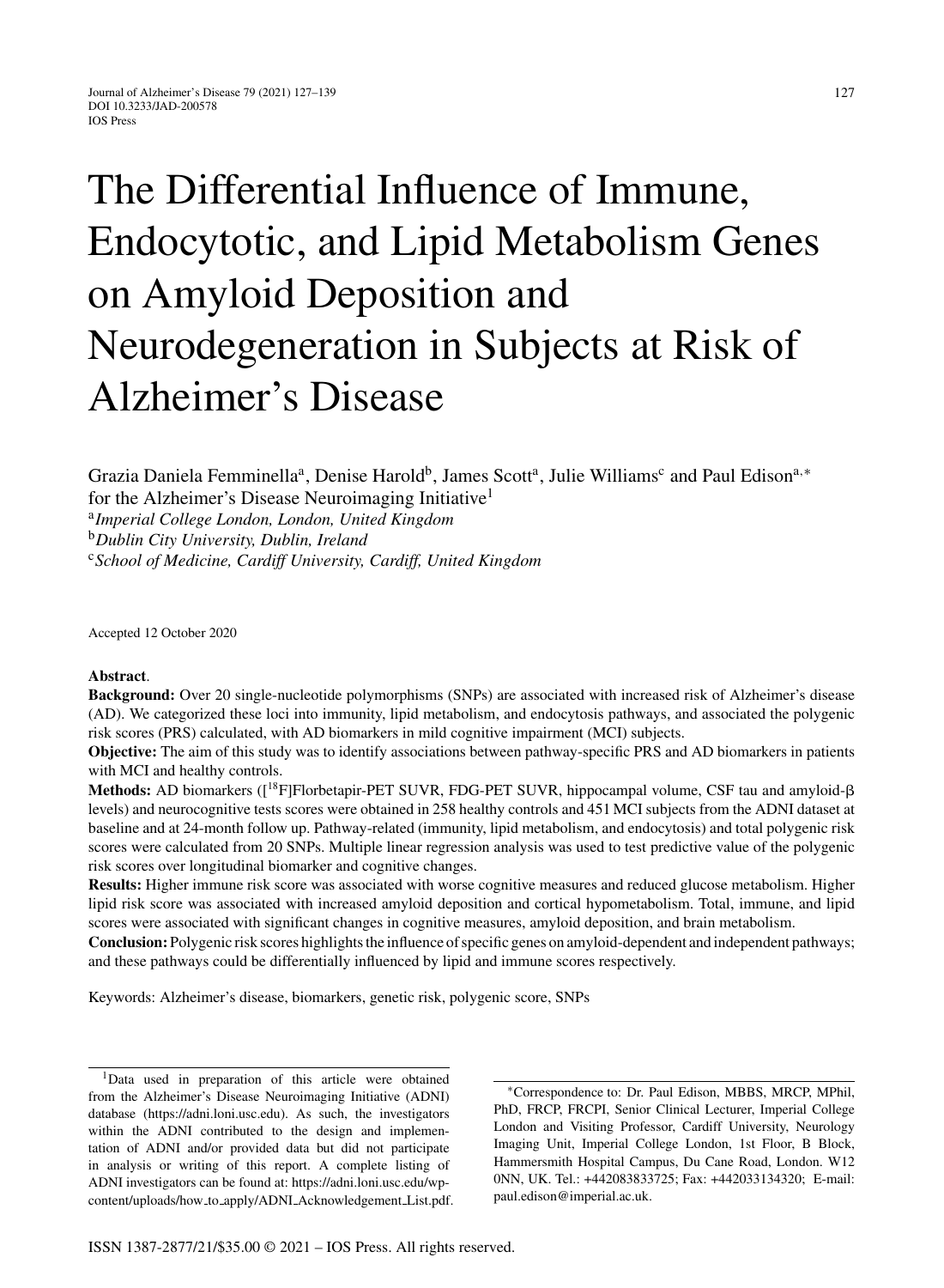# The Differential Influence of Immune, Endocytotic, and Lipid Metabolism Genes on Amyloid Deposition and Neurodegeneration in Subjects at Risk of Alzheimer's Disease

Grazia Daniela Femminella[a], Denise Harold[b], James Scott[a], Julie Williams[c] and Paul Edison[a,*] for the Alzheimer's Disease Neuroimaging Initiative[1]

[a] *Imperial College London, London, United Kingdom*
[b] *Dublin City University, Dublin, Ireland*
[c] *School of Medicine, Cardiff University, Cardiff, United Kingdom*

Accepted 12 October 2020

**Abstract**.

**Background:** Over 20 single-nucleotide polymorphisms (SNPs) are associated with increased risk of Alzheimer's disease (AD). We categorized these loci into immunity, lipid metabolism, and endocytosis pathways, and associated the polygenic risk scores (PRS) calculated, with AD biomarkers in mild cognitive impairment (MCI) subjects.

**Objective:** The aim of this study was to identify associations between pathway-specific PRS and AD biomarkers in patients with MCI and healthy controls.

**Methods:** AD biomarkers ([$^{18}$F]Florbetapir-PET SUVR, FDG-PET SUVR, hippocampal volume, CSF tau and amyloid-β levels) and neurocognitive tests scores were obtained in 258 healthy controls and 451 MCI subjects from the ADNI dataset at baseline and at 24-month follow up. Pathway-related (immunity, lipid metabolism, and endocytosis) and total polygenic risk scores were calculated from 20 SNPs. Multiple linear regression analysis was used to test predictive value of the polygenic risk scores over longitudinal biomarker and cognitive changes.

**Results:** Higher immune risk score was associated with worse cognitive measures and reduced glucose metabolism. Higher lipid risk score was associated with increased amyloid deposition and cortical hypometabolism. Total, immune, and lipid scores were associated with significant changes in cognitive measures, amyloid deposition, and brain metabolism.

**Conclusion:** Polygenic risk scores highlights the influence of specific genes on amyloid-dependent and independent pathways; and these pathways could be differentially influenced by lipid and immune scores respectively.

Keywords: Alzheimer's disease, biomarkers, genetic risk, polygenic score, SNPs

---

[1] Data used in preparation of this article were obtained from the Alzheimer's Disease Neuroimaging Initiative (ADNI) database (https://adni.loni.usc.edu). As such, the investigators within the ADNI contributed to the design and implementation of ADNI and/or provided data but did not participate in analysis or writing of this report. A complete listing of ADNI investigators can be found at: https://adni.loni.usc.edu/wp-content/uploads/how_to_apply/ADNI_Acknowledgement_List.pdf.

*Correspondence to: Dr. Paul Edison, MBBS, MRCP, MPhil, PhD, FRCP, FRCPI, Senior Clinical Lecturer, Imperial College London and Visiting Professor, Cardiff University, Neurology Imaging Unit, Imperial College London, 1st Floor, B Block, Hammersmith Hospital Campus, Du Cane Road, London. W12 0NN, UK. Tel.: +442083833725; Fax: +442033134320; E-mail: paul.edison@imperial.ac.uk.

ISSN 1387-2877/21/$35.00 © 2021 – IOS Press. All rights reserved.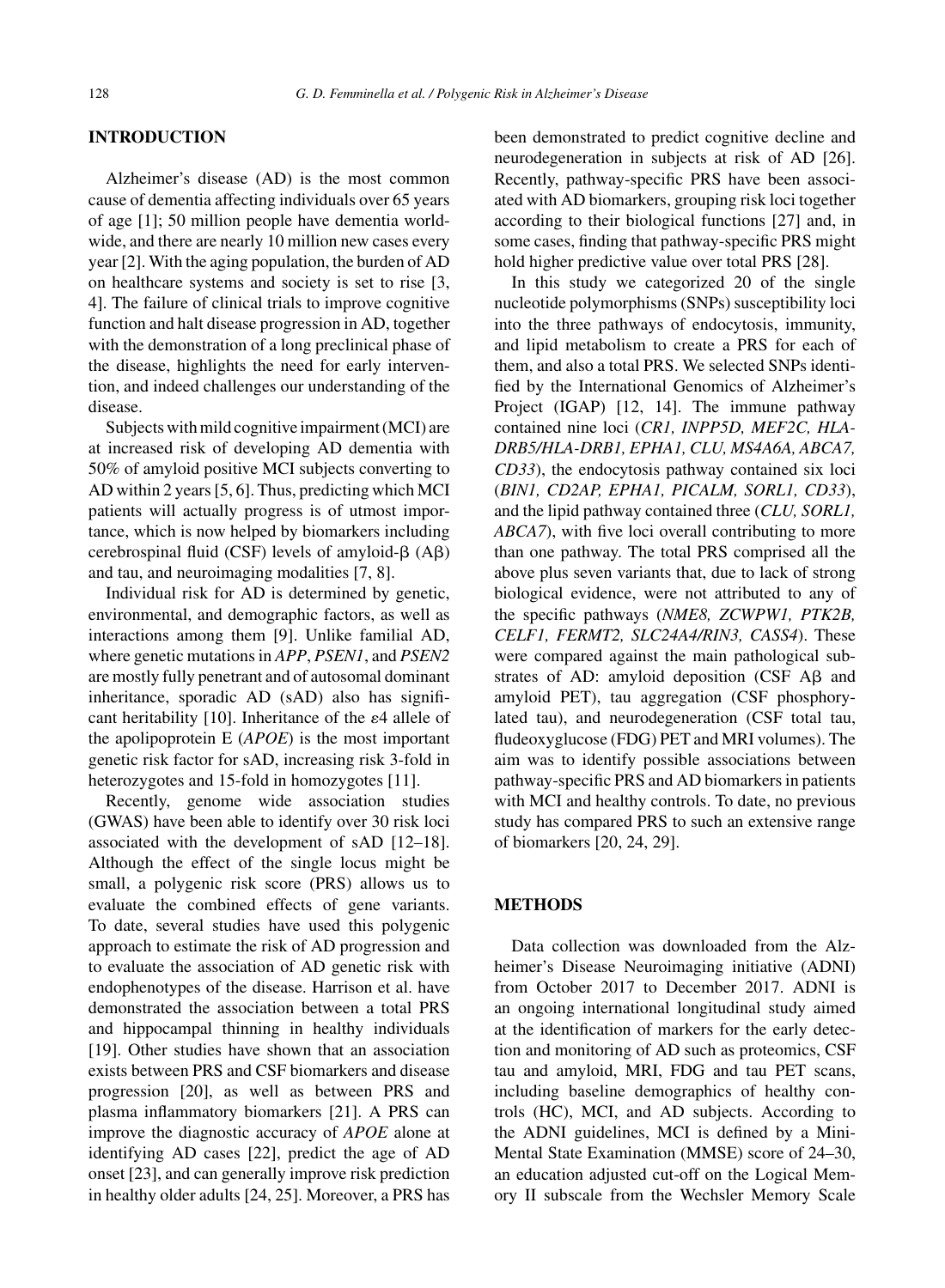## INTRODUCTION

Alzheimer's disease (AD) is the most common cause of dementia affecting individuals over 65 years of age [1]; 50 million people have dementia worldwide, and there are nearly 10 million new cases every year [2]. With the aging population, the burden of AD on healthcare systems and society is set to rise [3, 4]. The failure of clinical trials to improve cognitive function and halt disease progression in AD, together with the demonstration of a long preclinical phase of the disease, highlights the need for early intervention, and indeed challenges our understanding of the disease.

Subjects with mild cognitive impairment (MCI) are at increased risk of developing AD dementia with 50% of amyloid positive MCI subjects converting to AD within 2 years [5, 6]. Thus, predicting which MCI patients will actually progress is of utmost importance, which is now helped by biomarkers including cerebrospinal fluid (CSF) levels of amyloid-β (Aβ) and tau, and neuroimaging modalities [7, 8].

Individual risk for AD is determined by genetic, environmental, and demographic factors, as well as interactions among them [9]. Unlike familial AD, where genetic mutations in *APP*, *PSEN1*, and *PSEN2* are mostly fully penetrant and of autosomal dominant inheritance, sporadic AD (sAD) also has significant heritability [10]. Inheritance of the ε4 allele of the apolipoprotein E (*APOE*) is the most important genetic risk factor for sAD, increasing risk 3-fold in heterozygotes and 15-fold in homozygotes [11].

Recently, genome wide association studies (GWAS) have been able to identify over 30 risk loci associated with the development of sAD [12–18]. Although the effect of the single locus might be small, a polygenic risk score (PRS) allows us to evaluate the combined effects of gene variants. To date, several studies have used this polygenic approach to estimate the risk of AD progression and to evaluate the association of AD genetic risk with endophenotypes of the disease. Harrison et al. have demonstrated the association between a total PRS and hippocampal thinning in healthy individuals [19]. Other studies have shown that an association exists between PRS and CSF biomarkers and disease progression [20], as well as between PRS and plasma inflammatory biomarkers [21]. A PRS can improve the diagnostic accuracy of *APOE* alone at identifying AD cases [22], predict the age of AD onset [23], and can generally improve risk prediction in healthy older adults [24, 25]. Moreover, a PRS has been demonstrated to predict cognitive decline and neurodegeneration in subjects at risk of AD [26]. Recently, pathway-specific PRS have been associated with AD biomarkers, grouping risk loci together according to their biological functions [27] and, in some cases, finding that pathway-specific PRS might hold higher predictive value over total PRS [28].

In this study we categorized 20 of the single nucleotide polymorphisms (SNPs) susceptibility loci into the three pathways of endocytosis, immunity, and lipid metabolism to create a PRS for each of them, and also a total PRS. We selected SNPs identified by the International Genomics of Alzheimer's Project (IGAP) [12, 14]. The immune pathway contained nine loci (*CR1, INPP5D, MEF2C, HLA-DRB5/HLA-DRB1, EPHA1, CLU, MS4A6A, ABCA7, CD33*), the endocytosis pathway contained six loci (*BIN1, CD2AP, EPHA1, PICALM, SORL1, CD33*), and the lipid pathway contained three (*CLU, SORL1, ABCA7*), with five loci overall contributing to more than one pathway. The total PRS comprised all the above plus seven variants that, due to lack of strong biological evidence, were not attributed to any of the specific pathways (*NME8, ZCWPW1, PTK2B, CELF1, FERMT2, SLC24A4/RIN3, CASS4*). These were compared against the main pathological substrates of AD: amyloid deposition (CSF Aβ and amyloid PET), tau aggregation (CSF phosphorylated tau), and neurodegeneration (CSF total tau, fludeoxyglucose (FDG) PET and MRI volumes). The aim was to identify possible associations between pathway-specific PRS and AD biomarkers in patients with MCI and healthy controls. To date, no previous study has compared PRS to such an extensive range of biomarkers [20, 24, 29].

## METHODS

Data collection was downloaded from the Alzheimer's Disease Neuroimaging initiative (ADNI) from October 2017 to December 2017. ADNI is an ongoing international longitudinal study aimed at the identification of markers for the early detection and monitoring of AD such as proteomics, CSF tau and amyloid, MRI, FDG and tau PET scans, including baseline demographics of healthy controls (HC), MCI, and AD subjects. According to the ADNI guidelines, MCI is defined by a Mini-Mental State Examination (MMSE) score of 24–30, an education adjusted cut-off on the Logical Memory II subscale from the Wechsler Memory Scale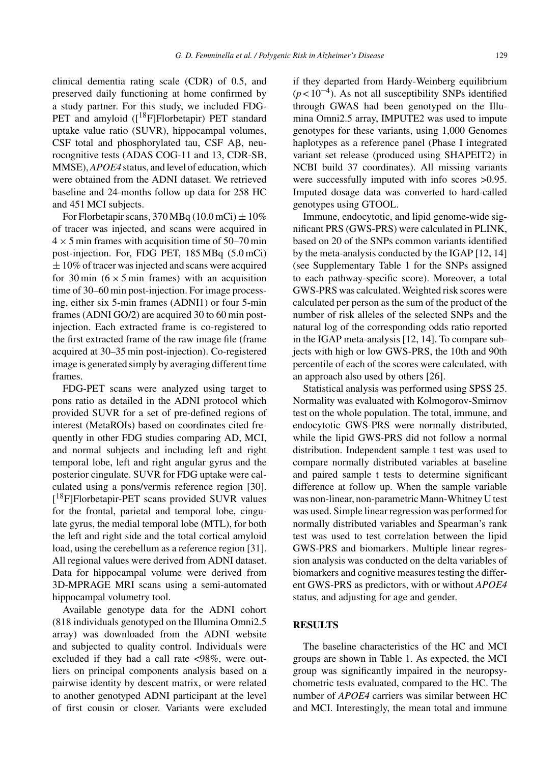clinical dementia rating scale (CDR) of 0.5, and preserved daily functioning at home confirmed by a study partner. For this study, we included FDG-PET and amyloid ([$^{18}$F]Florbetapir) PET standard uptake value ratio (SUVR), hippocampal volumes, CSF total and phosphorylated tau, CSF Aβ, neurocognitive tests (ADAS COG-11 and 13, CDR-SB, MMSE), *APOE4* status, and level of education, which were obtained from the ADNI dataset. We retrieved baseline and 24-months follow up data for 258 HC and 451 MCI subjects.

For Florbetapir scans, 370 MBq (10.0 mCi) ± 10% of tracer was injected, and scans were acquired in 4 × 5 min frames with acquisition time of 50–70 min post-injection. For, FDG PET, 185 MBq (5.0 mCi) ± 10% of tracer was injected and scans were acquired for 30 min (6 × 5 min frames) with an acquisition time of 30–60 min post-injection. For image processing, either six 5-min frames (ADNI1) or four 5-min frames (ADNI GO/2) are acquired 30 to 60 min post-injection. Each extracted frame is co-registered to the first extracted frame of the raw image file (frame acquired at 30–35 min post-injection). Co-registered image is generated simply by averaging different time frames.

FDG-PET scans were analyzed using target to pons ratio as detailed in the ADNI protocol which provided SUVR for a set of pre-defined regions of interest (MetaROIs) based on coordinates cited frequently in other FDG studies comparing AD, MCI, and normal subjects and including left and right temporal lobe, left and right angular gyrus and the posterior cingulate. SUVR for FDG uptake were calculated using a pons/vermis reference region [30]. [$^{18}$F]Florbetapir-PET scans provided SUVR values for the frontal, parietal and temporal lobe, cingulate gyrus, the medial temporal lobe (MTL), for both the left and right side and the total cortical amyloid load, using the cerebellum as a reference region [31]. All regional values were derived from ADNI dataset. Data for hippocampal volume were derived from 3D-MPRAGE MRI scans using a semi-automated hippocampal volumetry tool.

Available genotype data for the ADNI cohort (818 individuals genotyped on the Illumina Omni2.5 array) was downloaded from the ADNI website and subjected to quality control. Individuals were excluded if they had a call rate <98%, were outliers on principal components analysis based on a pairwise identity by descent matrix, or were related to another genotyped ADNI participant at the level of first cousin or closer. Variants were excluded if they departed from Hardy-Weinberg equilibrium ($p < 10^{-4}$). As not all susceptibility SNPs identified through GWAS had been genotyped on the Illumina Omni2.5 array, IMPUTE2 was used to impute genotypes for these variants, using 1,000 Genomes haplotypes as a reference panel (Phase I integrated variant set release (produced using SHAPEIT2) in NCBI build 37 coordinates). All missing variants were successfully imputed with info scores >0.95. Imputed dosage data was converted to hard-called genotypes using GTOOL.

Immune, endocytotic, and lipid genome-wide significant PRS (GWS-PRS) were calculated in PLINK, based on 20 of the SNPs common variants identified by the meta-analysis conducted by the IGAP [12, 14] (see Supplementary Table 1 for the SNPs assigned to each pathway-specific score). Moreover, a total GWS-PRS was calculated. Weighted risk scores were calculated per person as the sum of the product of the number of risk alleles of the selected SNPs and the natural log of the corresponding odds ratio reported in the IGAP meta-analysis [12, 14]. To compare subjects with high or low GWS-PRS, the 10th and 90th percentile of each of the scores were calculated, with an approach also used by others [26].

Statistical analysis was performed using SPSS 25. Normality was evaluated with Kolmogorov-Smirnov test on the whole population. The total, immune, and endocytotic GWS-PRS were normally distributed, while the lipid GWS-PRS did not follow a normal distribution. Independent sample t test was used to compare normally distributed variables at baseline and paired sample t tests to determine significant difference at follow up. When the sample variable was non-linear, non-parametric Mann-Whitney U test was used. Simple linear regression was performed for normally distributed variables and Spearman's rank test was used to test correlation between the lipid GWS-PRS and biomarkers. Multiple linear regression analysis was conducted on the delta variables of biomarkers and cognitive measures testing the different GWS-PRS as predictors, with or without *APOE4* status, and adjusting for age and gender.

## RESULTS

The baseline characteristics of the HC and MCI groups are shown in Table 1. As expected, the MCI group was significantly impaired in the neuropsychometric tests evaluated, compared to the HC. The number of *APOE4* carriers was similar between HC and MCI. Interestingly, the mean total and immune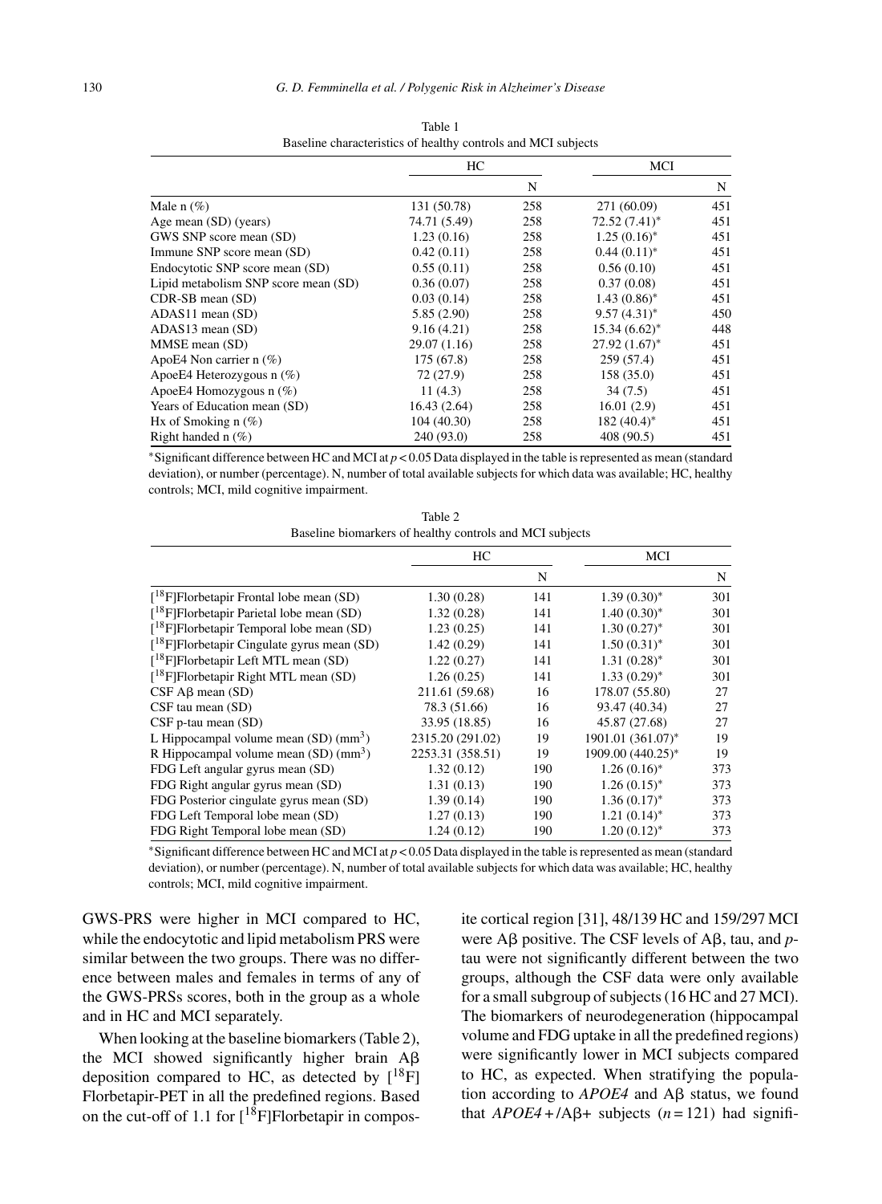Table 1
Baseline characteristics of healthy controls and MCI subjects

| | HC | | MCI | |
|---|---|---|---|---|
| | | N | | N |
| Male n (%) | 131 (50.78) | 258 | 271 (60.09) | 451 |
| Age mean (SD) (years) | 74.71 (5.49) | 258 | 72.52 (7.41)* | 451 |
| GWS SNP score mean (SD) | 1.23 (0.16) | 258 | 1.25 (0.16)* | 451 |
| Immune SNP score mean (SD) | 0.42 (0.11) | 258 | 0.44 (0.11)* | 451 |
| Endocytotic SNP score mean (SD) | 0.55 (0.11) | 258 | 0.56 (0.10) | 451 |
| Lipid metabolism SNP score mean (SD) | 0.36 (0.07) | 258 | 0.37 (0.08) | 451 |
| CDR-SB mean (SD) | 0.03 (0.14) | 258 | 1.43 (0.86)* | 451 |
| ADAS11 mean (SD) | 5.85 (2.90) | 258 | 9.57 (4.31)* | 450 |
| ADAS13 mean (SD) | 9.16 (4.21) | 258 | 15.34 (6.62)* | 448 |
| MMSE mean (SD) | 29.07 (1.16) | 258 | 27.92 (1.67)* | 451 |
| ApoE4 Non carrier n (%) | 175 (67.8) | 258 | 259 (57.4) | 451 |
| ApoeE4 Heterozygous n (%) | 72 (27.9) | 258 | 158 (35.0) | 451 |
| ApoeE4 Homozygous n (%) | 11 (4.3) | 258 | 34 (7.5) | 451 |
| Years of Education mean (SD) | 16.43 (2.64) | 258 | 16.01 (2.9) | 451 |
| Hx of Smoking n (%) | 104 (40.30) | 258 | 182 (40.4)* | 451 |
| Right handed n (%) | 240 (93.0) | 258 | 408 (90.5) | 451 |

*Significant difference between HC and MCI at $p < 0.05$ Data displayed in the table is represented as mean (standard deviation), or number (percentage). N, number of total available subjects for which data was available; HC, healthy controls; MCI, mild cognitive impairment.

Table 2
Baseline biomarkers of healthy controls and MCI subjects

| | HC | | MCI | |
|---|---|---|---|---|
| | | N | | N |
| [$^{18}$F]Florbetapir Frontal lobe mean (SD) | 1.30 (0.28) | 141 | 1.39 (0.30)* | 301 |
| [$^{18}$F]Florbetapir Parietal lobe mean (SD) | 1.32 (0.28) | 141 | 1.40 (0.30)* | 301 |
| [$^{18}$F]Florbetapir Temporal lobe mean (SD) | 1.23 (0.25) | 141 | 1.30 (0.27)* | 301 |
| [$^{18}$F]Florbetapir Cingulate gyrus mean (SD) | 1.42 (0.29) | 141 | 1.50 (0.31)* | 301 |
| [$^{18}$F]Florbetapir Left MTL mean (SD) | 1.22 (0.27) | 141 | 1.31 (0.28)* | 301 |
| [$^{18}$F]Florbetapir Right MTL mean (SD) | 1.26 (0.25) | 141 | 1.33 (0.29)* | 301 |
| CSF Aβ mean (SD) | 211.61 (59.68) | 16 | 178.07 (55.80) | 27 |
| CSF tau mean (SD) | 78.3 (51.66) | 16 | 93.47 (40.34) | 27 |
| CSF p-tau mean (SD) | 33.95 (18.85) | 16 | 45.87 (27.68) | 27 |
| L Hippocampal volume mean (SD) (mm$^3$) | 2315.20 (291.02) | 19 | 1901.01 (361.07)* | 19 |
| R Hippocampal volume mean (SD) (mm$^3$) | 2253.31 (358.51) | 19 | 1909.00 (440.25)* | 19 |
| FDG Left angular gyrus mean (SD) | 1.32 (0.12) | 190 | 1.26 (0.16)* | 373 |
| FDG Right angular gyrus mean (SD) | 1.31 (0.13) | 190 | 1.26 (0.15)* | 373 |
| FDG Posterior cingulate gyrus mean (SD) | 1.39 (0.14) | 190 | 1.36 (0.17)* | 373 |
| FDG Left Temporal lobe mean (SD) | 1.27 (0.13) | 190 | 1.21 (0.14)* | 373 |
| FDG Right Temporal lobe mean (SD) | 1.24 (0.12) | 190 | 1.20 (0.12)* | 373 |

*Significant difference between HC and MCI at $p < 0.05$ Data displayed in the table is represented as mean (standard deviation), or number (percentage). N, number of total available subjects for which data was available; HC, healthy controls; MCI, mild cognitive impairment.

GWS-PRS were higher in MCI compared to HC, while the endocytotic and lipid metabolism PRS were similar between the two groups. There was no difference between males and females in terms of any of the GWS-PRSs scores, both in the group as a whole and in HC and MCI separately.

When looking at the baseline biomarkers (Table 2), the MCI showed significantly higher brain Aβ deposition compared to HC, as detected by [$^{18}$F] Florbetapir-PET in all the predefined regions. Based on the cut-off of 1.1 for [$^{18}$F]Florbetapir in composite cortical region [31], 48/139 HC and 159/297 MCI were Aβ positive. The CSF levels of Aβ, tau, and *p*-tau were not significantly different between the two groups, although the CSF data were only available for a small subgroup of subjects (16 HC and 27 MCI). The biomarkers of neurodegeneration (hippocampal volume and FDG uptake in all the predefined regions) were significantly lower in MCI subjects compared to HC, as expected. When stratifying the population according to *APOE4* and Aβ status, we found that *APOE4*+/Aβ+ subjects ($n = 121$) had signifi-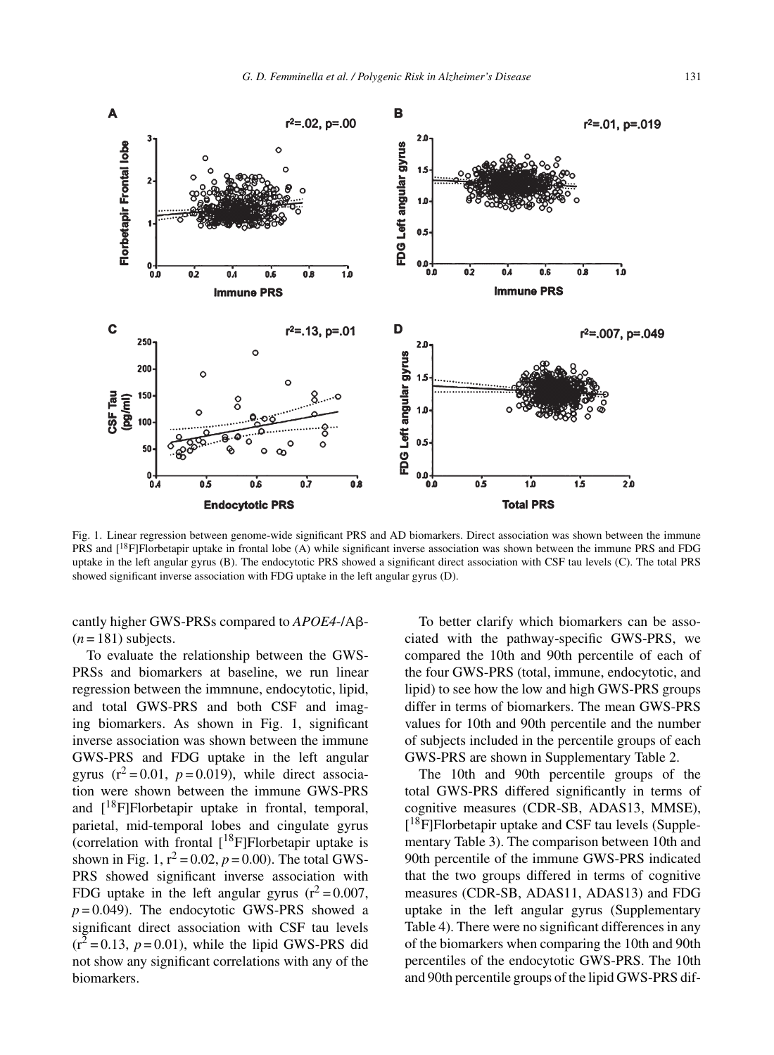Fig. 1. Linear regression between genome-wide significant PRS and AD biomarkers. Direct association was shown between the immune PRS and [$^{18}$F]Florbetapir uptake in frontal lobe (A) while significant inverse association was shown between the immune PRS and FDG uptake in the left angular gyrus (B). The endocytotic PRS showed a significant direct association with CSF tau levels (C). The total PRS showed significant inverse association with FDG uptake in the left angular gyrus (D).

cantly higher GWS-PRSs compared to *APOE4*-/Aβ- ($n = 181$) subjects.

To evaluate the relationship between the GWS-PRSs and biomarkers at baseline, we run linear regression between the immnune, endocytotic, lipid, and total GWS-PRS and both CSF and imaging biomarkers. As shown in Fig. 1, significant inverse association was shown between the immune GWS-PRS and FDG uptake in the left angular gyrus ($r^2 = 0.01$, $p = 0.019$), while direct association were shown between the immune GWS-PRS and [$^{18}$F]Florbetapir uptake in frontal, temporal, parietal, mid-temporal lobes and cingulate gyrus (correlation with frontal [$^{18}$F]Florbetapir uptake is shown in Fig. 1, $r^2 = 0.02$, $p = 0.00$). The total GWS-PRS showed significant inverse association with FDG uptake in the left angular gyrus ($r^2 = 0.007$, $p = 0.049$). The endocytotic GWS-PRS showed a significant direct association with CSF tau levels ($r^2 = 0.13$, $p = 0.01$), while the lipid GWS-PRS did not show any significant correlations with any of the biomarkers.

To better clarify which biomarkers can be associated with the pathway-specific GWS-PRS, we compared the 10th and 90th percentile of each of the four GWS-PRS (total, immune, endocytotic, and lipid) to see how the low and high GWS-PRS groups differ in terms of biomarkers. The mean GWS-PRS values for 10th and 90th percentile and the number of subjects included in the percentile groups of each GWS-PRS are shown in Supplementary Table 2.

The 10th and 90th percentile groups of the total GWS-PRS differed significantly in terms of cognitive measures (CDR-SB, ADAS13, MMSE), [$^{18}$F]Florbetapir uptake and CSF tau levels (Supplementary Table 3). The comparison between 10th and 90th percentile of the immune GWS-PRS indicated that the two groups differed in terms of cognitive measures (CDR-SB, ADAS11, ADAS13) and FDG uptake in the left angular gyrus (Supplementary Table 4). There were no significant differences in any of the biomarkers when comparing the 10th and 90th percentiles of the endocytotic GWS-PRS. The 10th and 90th percentile groups of the lipid GWS-PRS dif-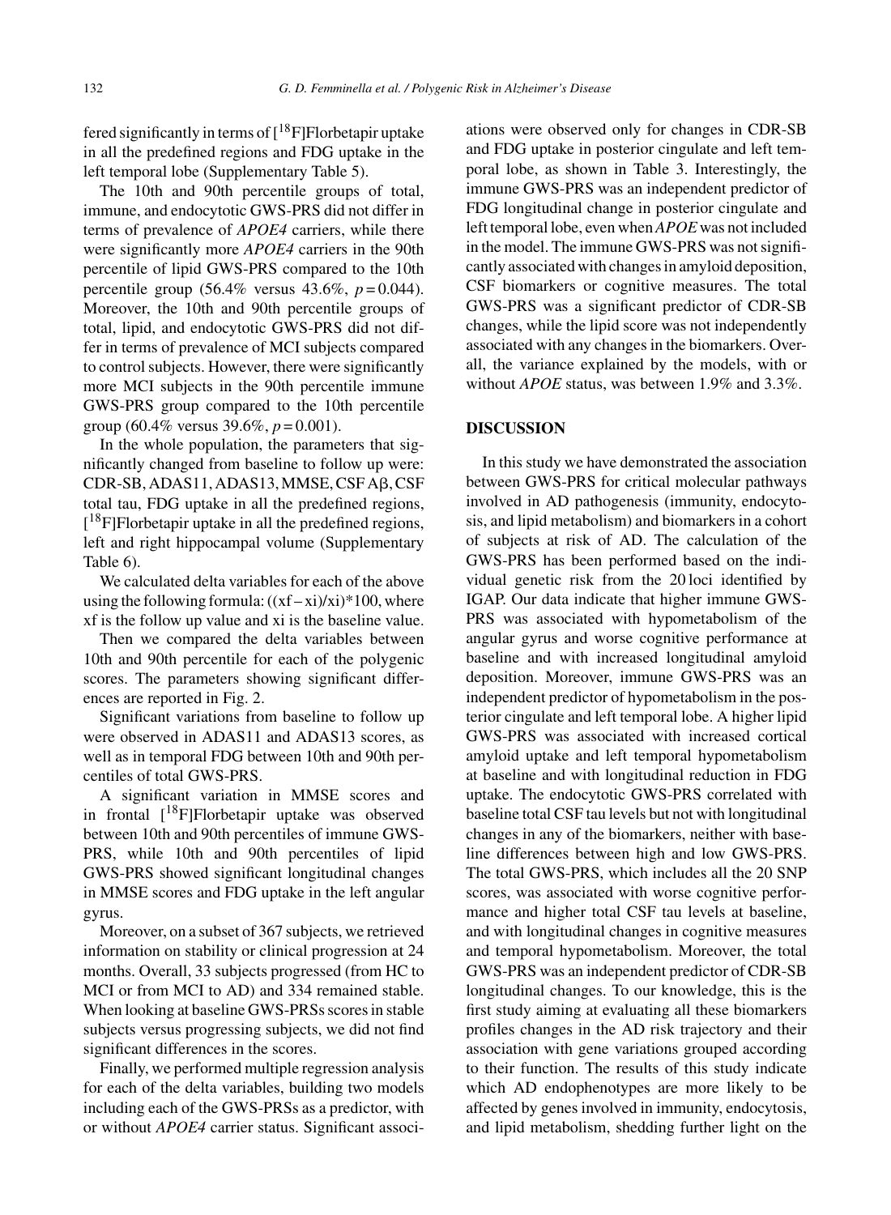fered significantly in terms of [$^{18}$F]Florbetapir uptake in all the predefined regions and FDG uptake in the left temporal lobe (Supplementary Table 5).

The 10th and 90th percentile groups of total, immune, and endocytotic GWS-PRS did not differ in terms of prevalence of *APOE4* carriers, while there were significantly more *APOE4* carriers in the 90th percentile of lipid GWS-PRS compared to the 10th percentile group (56.4% versus 43.6%, $p = 0.044$). Moreover, the 10th and 90th percentile groups of total, lipid, and endocytotic GWS-PRS did not differ in terms of prevalence of MCI subjects compared to control subjects. However, there were significantly more MCI subjects in the 90th percentile immune GWS-PRS group compared to the 10th percentile group (60.4% versus 39.6%, $p = 0.001$).

In the whole population, the parameters that significantly changed from baseline to follow up were: CDR-SB, ADAS11, ADAS13, MMSE, CSF Aβ, CSF total tau, FDG uptake in all the predefined regions, [$^{18}$F]Florbetapir uptake in all the predefined regions, left and right hippocampal volume (Supplementary Table 6).

We calculated delta variables for each of the above using the following formula: $((xf - xi)/xi)*100$, where xf is the follow up value and xi is the baseline value.

Then we compared the delta variables between 10th and 90th percentile for each of the polygenic scores. The parameters showing significant differences are reported in Fig. 2.

Significant variations from baseline to follow up were observed in ADAS11 and ADAS13 scores, as well as in temporal FDG between 10th and 90th percentiles of total GWS-PRS.

A significant variation in MMSE scores and in frontal [$^{18}$F]Florbetapir uptake was observed between 10th and 90th percentiles of immune GWS-PRS, while 10th and 90th percentiles of lipid GWS-PRS showed significant longitudinal changes in MMSE scores and FDG uptake in the left angular gyrus.

Moreover, on a subset of 367 subjects, we retrieved information on stability or clinical progression at 24 months. Overall, 33 subjects progressed (from HC to MCI or from MCI to AD) and 334 remained stable. When looking at baseline GWS-PRSs scores in stable subjects versus progressing subjects, we did not find significant differences in the scores.

Finally, we performed multiple regression analysis for each of the delta variables, building two models including each of the GWS-PRSs as a predictor, with or without *APOE4* carrier status. Significant associations were observed only for changes in CDR-SB and FDG uptake in posterior cingulate and left temporal lobe, as shown in Table 3. Interestingly, the immune GWS-PRS was an independent predictor of FDG longitudinal change in posterior cingulate and left temporal lobe, even when *APOE* was not included in the model. The immune GWS-PRS was not significantly associated with changes in amyloid deposition, CSF biomarkers or cognitive measures. The total GWS-PRS was a significant predictor of CDR-SB changes, while the lipid score was not independently associated with any changes in the biomarkers. Overall, the variance explained by the models, with or without *APOE* status, was between 1.9% and 3.3%.

## DISCUSSION

In this study we have demonstrated the association between GWS-PRS for critical molecular pathways involved in AD pathogenesis (immunity, endocytosis, and lipid metabolism) and biomarkers in a cohort of subjects at risk of AD. The calculation of the GWS-PRS has been performed based on the individual genetic risk from the 20 loci identified by IGAP. Our data indicate that higher immune GWS-PRS was associated with hypometabolism of the angular gyrus and worse cognitive performance at baseline and with increased longitudinal amyloid deposition. Moreover, immune GWS-PRS was an independent predictor of hypometabolism in the posterior cingulate and left temporal lobe. A higher lipid GWS-PRS was associated with increased cortical amyloid uptake and left temporal hypometabolism at baseline and with longitudinal reduction in FDG uptake. The endocytotic GWS-PRS correlated with baseline total CSF tau levels but not with longitudinal changes in any of the biomarkers, neither with baseline differences between high and low GWS-PRS. The total GWS-PRS, which includes all the 20 SNP scores, was associated with worse cognitive performance and higher total CSF tau levels at baseline, and with longitudinal changes in cognitive measures and temporal hypometabolism. Moreover, the total GWS-PRS was an independent predictor of CDR-SB longitudinal changes. To our knowledge, this is the first study aiming at evaluating all these biomarkers profiles changes in the AD risk trajectory and their association with gene variations grouped according to their function. The results of this study indicate which AD endophenotypes are more likely to be affected by genes involved in immunity, endocytosis, and lipid metabolism, shedding further light on the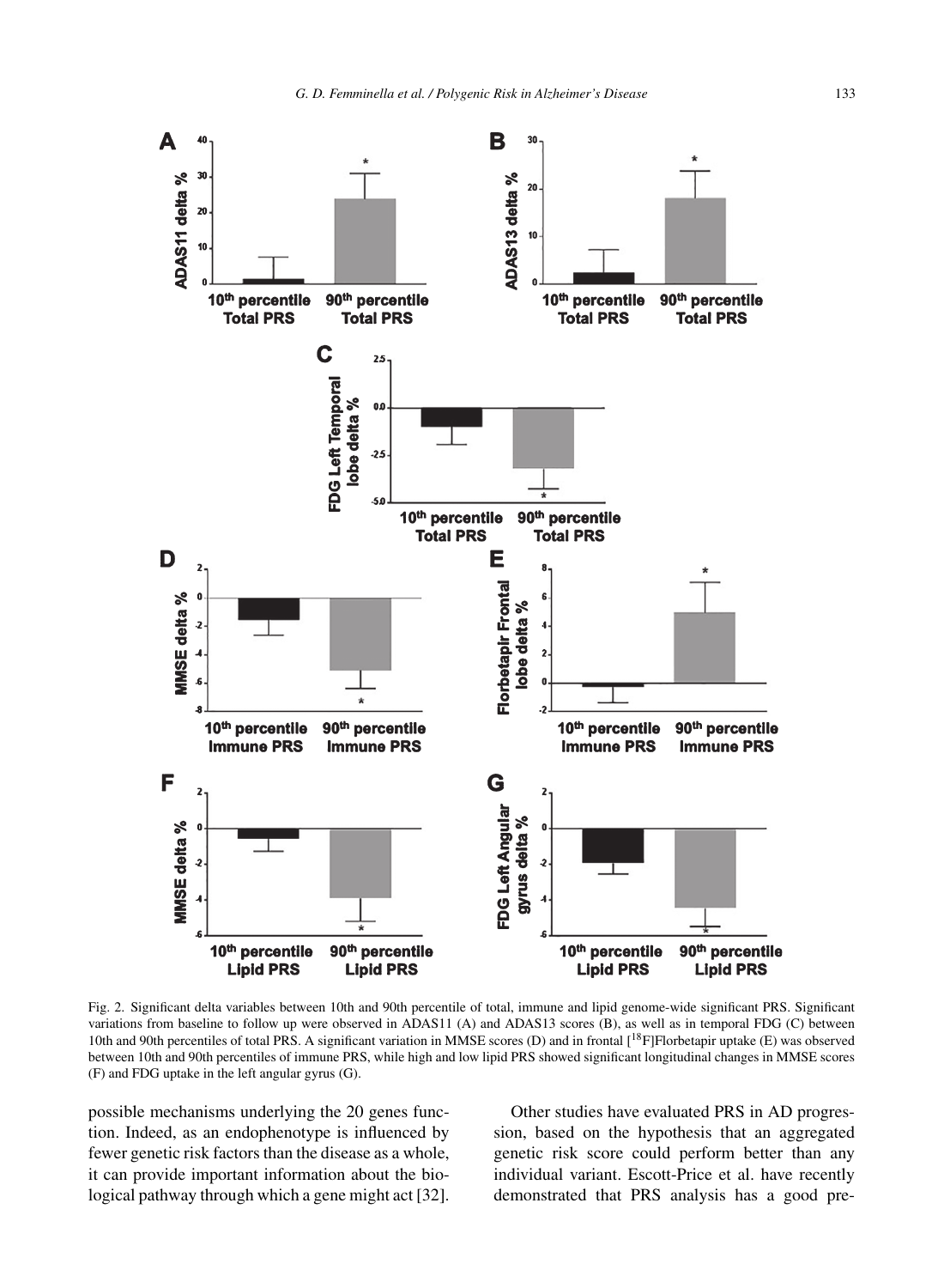Fig. 2. Significant delta variables between 10th and 90th percentile of total, immune and lipid genome-wide significant PRS. Significant variations from baseline to follow up were observed in ADAS11 (A) and ADAS13 scores (B), as well as in temporal FDG (C) between 10th and 90th percentiles of total PRS. A significant variation in MMSE scores (D) and in frontal [$^{18}$F]Florbetapir uptake (E) was observed between 10th and 90th percentiles of immune PRS, while high and low lipid PRS showed significant longitudinal changes in MMSE scores (F) and FDG uptake in the left angular gyrus (G).

possible mechanisms underlying the 20 genes function. Indeed, as an endophenotype is influenced by fewer genetic risk factors than the disease as a whole, it can provide important information about the biological pathway through which a gene might act [32].

Other studies have evaluated PRS in AD progression, based on the hypothesis that an aggregated genetic risk score could perform better than any individual variant. Escott-Price et al. have recently demonstrated that PRS analysis has a good pre-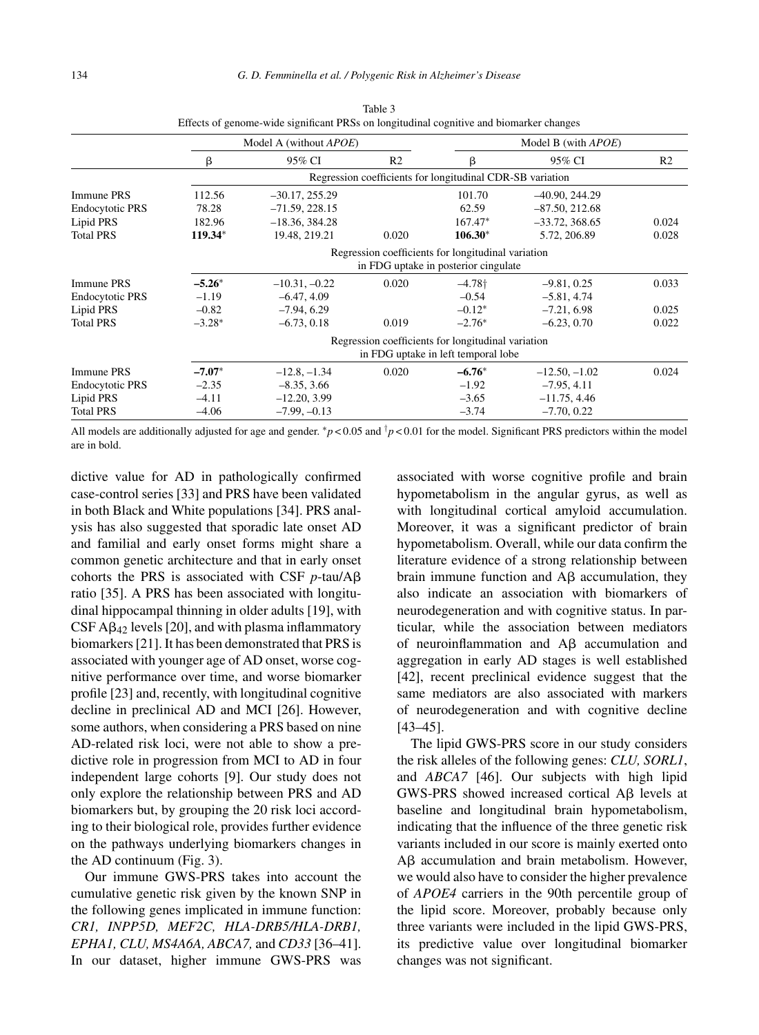Table 3
Effects of genome-wide significant PRSs on longitudinal cognitive and biomarker changes

| | Model A (without *APOE*) | | | Model B (with *APOE*) | | |
|---|---|---|---|---|---|---|
| | β | 95% CI | R2 | β | 95% CI | R2 |
| | Regression coefficients for longitudinal CDR-SB variation | | | | | |
| Immune PRS | 112.56 | –30.17, 255.29 | | 101.70 | –40.90, 244.29 | |
| Endocytotic PRS | 78.28 | –71.59, 228.15 | | 62.59 | –87.50, 212.68 | |
| Lipid PRS | 182.96 | –18.36, 384.28 | | 167.47* | –33.72, 368.65 | 0.024 |
| Total PRS | **119.34*** | 19.48, 219.21 | 0.020 | **106.30*** | 5.72, 206.89 | 0.028 |
| | Regression coefficients for longitudinal variation in FDG uptake in posterior cingulate | | | | | |
| Immune PRS | **–5.26*** | –10.31, –0.22 | 0.020 | –4.78† | –9.81, 0.25 | 0.033 |
| Endocytotic PRS | –1.19 | –6.47, 4.09 | | –0.54 | –5.81, 4.74 | |
| Lipid PRS | –0.82 | –7.94, 6.29 | | –0.12* | –7.21, 6.98 | 0.025 |
| Total PRS | –3.28* | –6.73, 0.18 | 0.019 | –2.76* | –6.23, 0.70 | 0.022 |
| | Regression coefficients for longitudinal variation in FDG uptake in left temporal lobe | | | | | |
| Immune PRS | **–7.07*** | –12.8, –1.34 | 0.020 | **–6.76*** | –12.50, –1.02 | 0.024 |
| Endocytotic PRS | –2.35 | –8.35, 3.66 | | –1.92 | –7.95, 4.11 | |
| Lipid PRS | –4.11 | –12.20, 3.99 | | –3.65 | –11.75, 4.46 | |
| Total PRS | –4.06 | –7.99, –0.13 | | –3.74 | –7.70, 0.22 | |

All models are additionally adjusted for age and gender. \*$p < 0.05$ and †$p < 0.01$ for the model. Significant PRS predictors within the model are in bold.

dictive value for AD in pathologically confirmed case-control series [33] and PRS have been validated in both Black and White populations [34]. PRS analysis has also suggested that sporadic late onset AD and familial and early onset forms might share a common genetic architecture and that in early onset cohorts the PRS is associated with CSF *p*-tau/Aβ ratio [35]. A PRS has been associated with longitudinal hippocampal thinning in older adults [19], with CSF $A\beta_{42}$ levels [20], and with plasma inflammatory biomarkers [21]. It has been demonstrated that PRS is associated with younger age of AD onset, worse cognitive performance over time, and worse biomarker profile [23] and, recently, with longitudinal cognitive decline in preclinical AD and MCI [26]. However, some authors, when considering a PRS based on nine AD-related risk loci, were not able to show a predictive role in progression from MCI to AD in four independent large cohorts [9]. Our study does not only explore the relationship between PRS and AD biomarkers but, by grouping the 20 risk loci according to their biological role, provides further evidence on the pathways underlying biomarkers changes in the AD continuum (Fig. 3).

Our immune GWS-PRS takes into account the cumulative genetic risk given by the known SNP in the following genes implicated in immune function: *CR1, INPP5D, MEF2C, HLA-DRB5/HLA-DRB1, EPHA1, CLU, MS4A6A, ABCA7,* and *CD33* [36–41]. In our dataset, higher immune GWS-PRS was associated with worse cognitive profile and brain hypometabolism in the angular gyrus, as well as with longitudinal cortical amyloid accumulation. Moreover, it was a significant predictor of brain hypometabolism. Overall, while our data confirm the literature evidence of a strong relationship between brain immune function and Aβ accumulation, they also indicate an association with biomarkers of neurodegeneration and with cognitive status. In particular, while the association between mediators of neuroinflammation and Aβ accumulation and aggregation in early AD stages is well established [42], recent preclinical evidence suggest that the same mediators are also associated with markers of neurodegeneration and with cognitive decline [43–45].

The lipid GWS-PRS score in our study considers the risk alleles of the following genes: *CLU, SORL1*, and *ABCA7* [46]. Our subjects with high lipid GWS-PRS showed increased cortical Aβ levels at baseline and longitudinal brain hypometabolism, indicating that the influence of the three genetic risk variants included in our score is mainly exerted onto Aβ accumulation and brain metabolism. However, we would also have to consider the higher prevalence of *APOE4* carriers in the 90th percentile group of the lipid score. Moreover, probably because only three variants were included in the lipid GWS-PRS, its predictive value over longitudinal biomarker changes was not significant.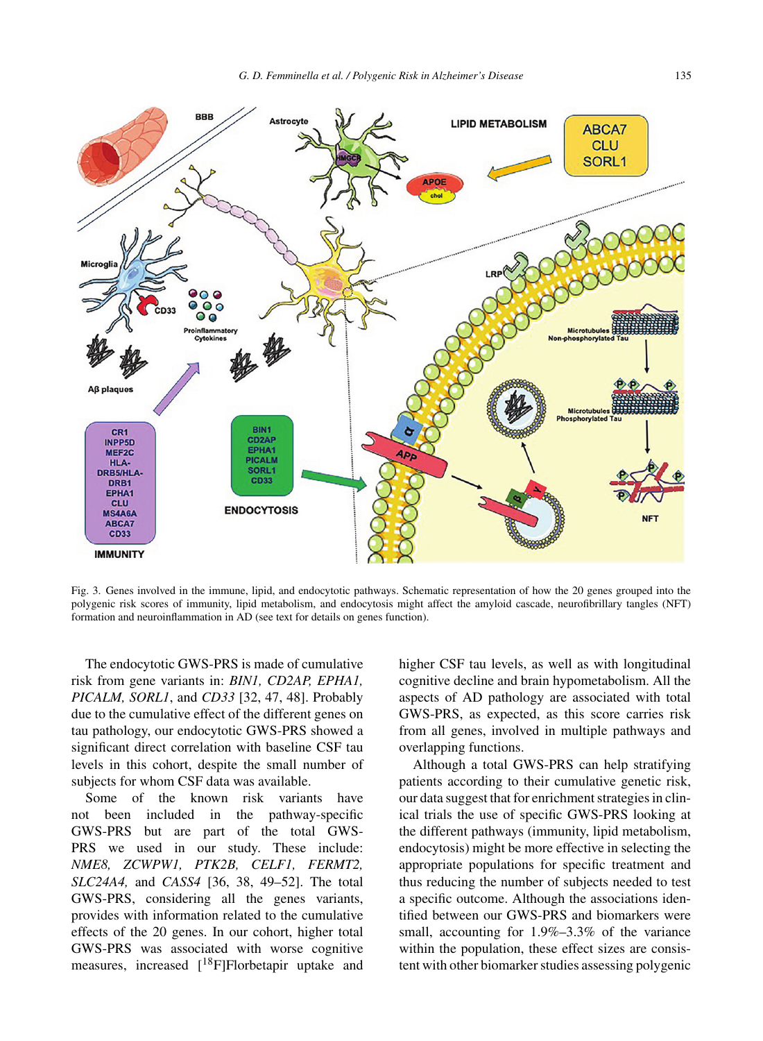Fig. 3. Genes involved in the immune, lipid, and endocytotic pathways. Schematic representation of how the 20 genes grouped into the polygenic risk scores of immunity, lipid metabolism, and endocytosis might affect the amyloid cascade, neurofibrillary tangles (NFT) formation and neuroinflammation in AD (see text for details on genes function).

The endocytotic GWS-PRS is made of cumulative risk from gene variants in: *BIN1, CD2AP, EPHA1, PICALM, SORL1*, and *CD33* [32, 47, 48]. Probably due to the cumulative effect of the different genes on tau pathology, our endocytotic GWS-PRS showed a significant direct correlation with baseline CSF tau levels in this cohort, despite the small number of subjects for whom CSF data was available.

Some of the known risk variants have not been included in the pathway-specific GWS-PRS but are part of the total GWS-PRS we used in our study. These include: *NME8, ZCWPW1, PTK2B, CELF1, FERMT2, SLC24A4,* and *CASS4* [36, 38, 49–52]. The total GWS-PRS, considering all the genes variants, provides with information related to the cumulative effects of the 20 genes. In our cohort, higher total GWS-PRS was associated with worse cognitive measures, increased [$^{18}$F]Florbetapir uptake and higher CSF tau levels, as well as with longitudinal cognitive decline and brain hypometabolism. All the aspects of AD pathology are associated with total GWS-PRS, as expected, as this score carries risk from all genes, involved in multiple pathways and overlapping functions.

Although a total GWS-PRS can help stratifying patients according to their cumulative genetic risk, our data suggest that for enrichment strategies in clinical trials the use of specific GWS-PRS looking at the different pathways (immunity, lipid metabolism, endocytosis) might be more effective in selecting the appropriate populations for specific treatment and thus reducing the number of subjects needed to test a specific outcome. Although the associations identified between our GWS-PRS and biomarkers were small, accounting for 1.9%–3.3% of the variance within the population, these effect sizes are consistent with other biomarker studies assessing polygenic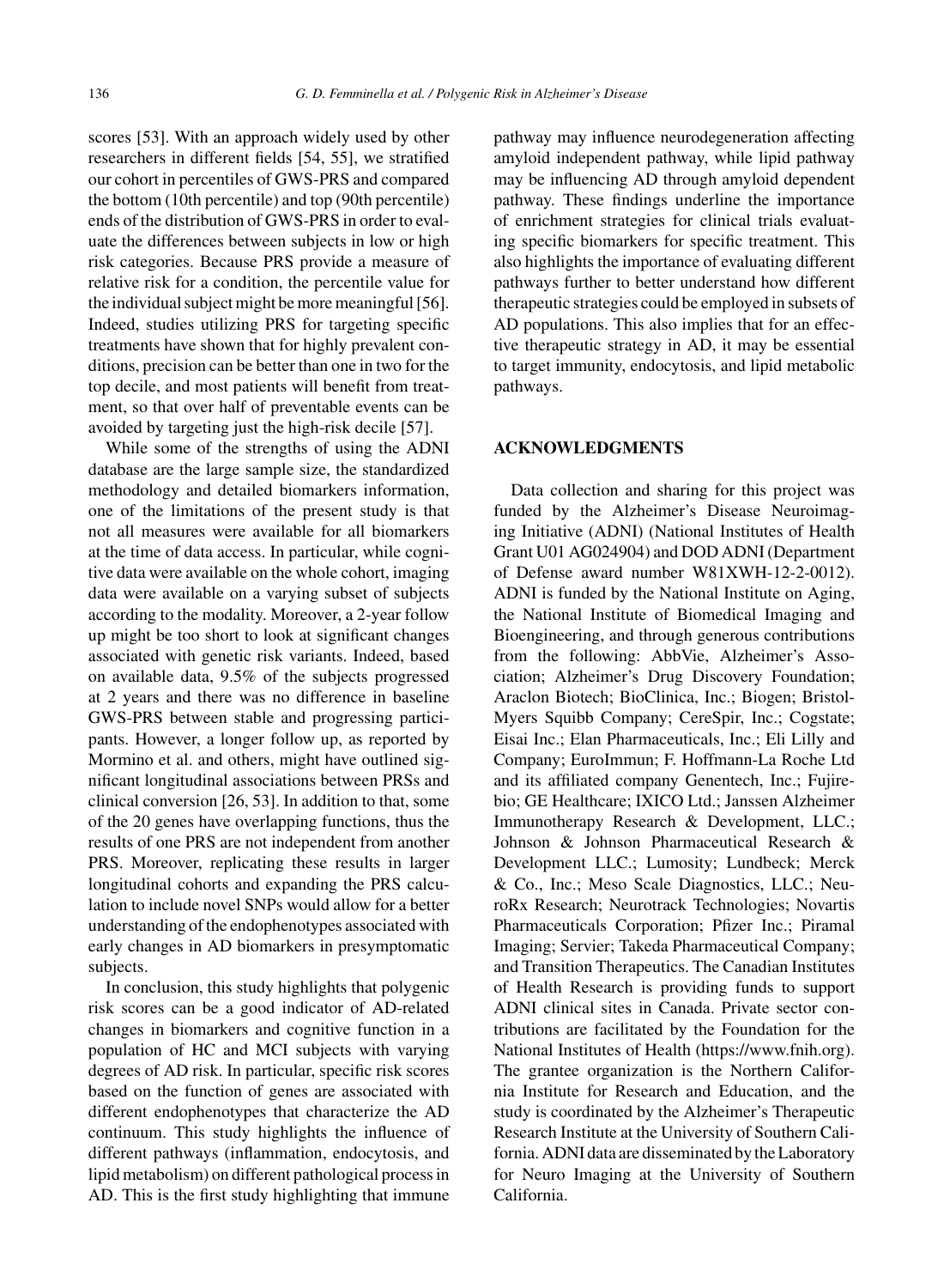scores [53]. With an approach widely used by other researchers in different fields [54, 55], we stratified our cohort in percentiles of GWS-PRS and compared the bottom (10th percentile) and top (90th percentile) ends of the distribution of GWS-PRS in order to evaluate the differences between subjects in low or high risk categories. Because PRS provide a measure of relative risk for a condition, the percentile value for the individual subject might be more meaningful [56]. Indeed, studies utilizing PRS for targeting specific treatments have shown that for highly prevalent conditions, precision can be better than one in two for the top decile, and most patients will benefit from treatment, so that over half of preventable events can be avoided by targeting just the high-risk decile [57].

While some of the strengths of using the ADNI database are the large sample size, the standardized methodology and detailed biomarkers information, one of the limitations of the present study is that not all measures were available for all biomarkers at the time of data access. In particular, while cognitive data were available on the whole cohort, imaging data were available on a varying subset of subjects according to the modality. Moreover, a 2-year follow up might be too short to look at significant changes associated with genetic risk variants. Indeed, based on available data, 9.5% of the subjects progressed at 2 years and there was no difference in baseline GWS-PRS between stable and progressing participants. However, a longer follow up, as reported by Mormino et al. and others, might have outlined significant longitudinal associations between PRSs and clinical conversion [26, 53]. In addition to that, some of the 20 genes have overlapping functions, thus the results of one PRS are not independent from another PRS. Moreover, replicating these results in larger longitudinal cohorts and expanding the PRS calculation to include novel SNPs would allow for a better understanding of the endophenotypes associated with early changes in AD biomarkers in presymptomatic subjects.

In conclusion, this study highlights that polygenic risk scores can be a good indicator of AD-related changes in biomarkers and cognitive function in a population of HC and MCI subjects with varying degrees of AD risk. In particular, specific risk scores based on the function of genes are associated with different endophenotypes that characterize the AD continuum. This study highlights the influence of different pathways (inflammation, endocytosis, and lipid metabolism) on different pathological process in AD. This is the first study highlighting that immune pathway may influence neurodegeneration affecting amyloid independent pathway, while lipid pathway may be influencing AD through amyloid dependent pathway. These findings underline the importance of enrichment strategies for clinical trials evaluating specific biomarkers for specific treatment. This also highlights the importance of evaluating different pathways further to better understand how different therapeutic strategies could be employed in subsets of AD populations. This also implies that for an effective therapeutic strategy in AD, it may be essential to target immunity, endocytosis, and lipid metabolic pathways.

## ACKNOWLEDGMENTS

Data collection and sharing for this project was funded by the Alzheimer's Disease Neuroimaging Initiative (ADNI) (National Institutes of Health Grant U01 AG024904) and DOD ADNI (Department of Defense award number W81XWH-12-2-0012). ADNI is funded by the National Institute on Aging, the National Institute of Biomedical Imaging and Bioengineering, and through generous contributions from the following: AbbVie, Alzheimer's Association; Alzheimer's Drug Discovery Foundation; Araclon Biotech; BioClinica, Inc.; Biogen; Bristol-Myers Squibb Company; CereSpir, Inc.; Cogstate; Eisai Inc.; Elan Pharmaceuticals, Inc.; Eli Lilly and Company; EuroImmun; F. Hoffmann-La Roche Ltd and its affiliated company Genentech, Inc.; Fujirebio; GE Healthcare; IXICO Ltd.; Janssen Alzheimer Immunotherapy Research & Development, LLC.; Johnson & Johnson Pharmaceutical Research & Development LLC.; Lumosity; Lundbeck; Merck & Co., Inc.; Meso Scale Diagnostics, LLC.; NeuroRx Research; Neurotrack Technologies; Novartis Pharmaceuticals Corporation; Pfizer Inc.; Piramal Imaging; Servier; Takeda Pharmaceutical Company; and Transition Therapeutics. The Canadian Institutes of Health Research is providing funds to support ADNI clinical sites in Canada. Private sector contributions are facilitated by the Foundation for the National Institutes of Health (https://www.fnih.org). The grantee organization is the Northern California Institute for Research and Education, and the study is coordinated by the Alzheimer's Therapeutic Research Institute at the University of Southern California. ADNI data are disseminated by the Laboratory for Neuro Imaging at the University of Southern California.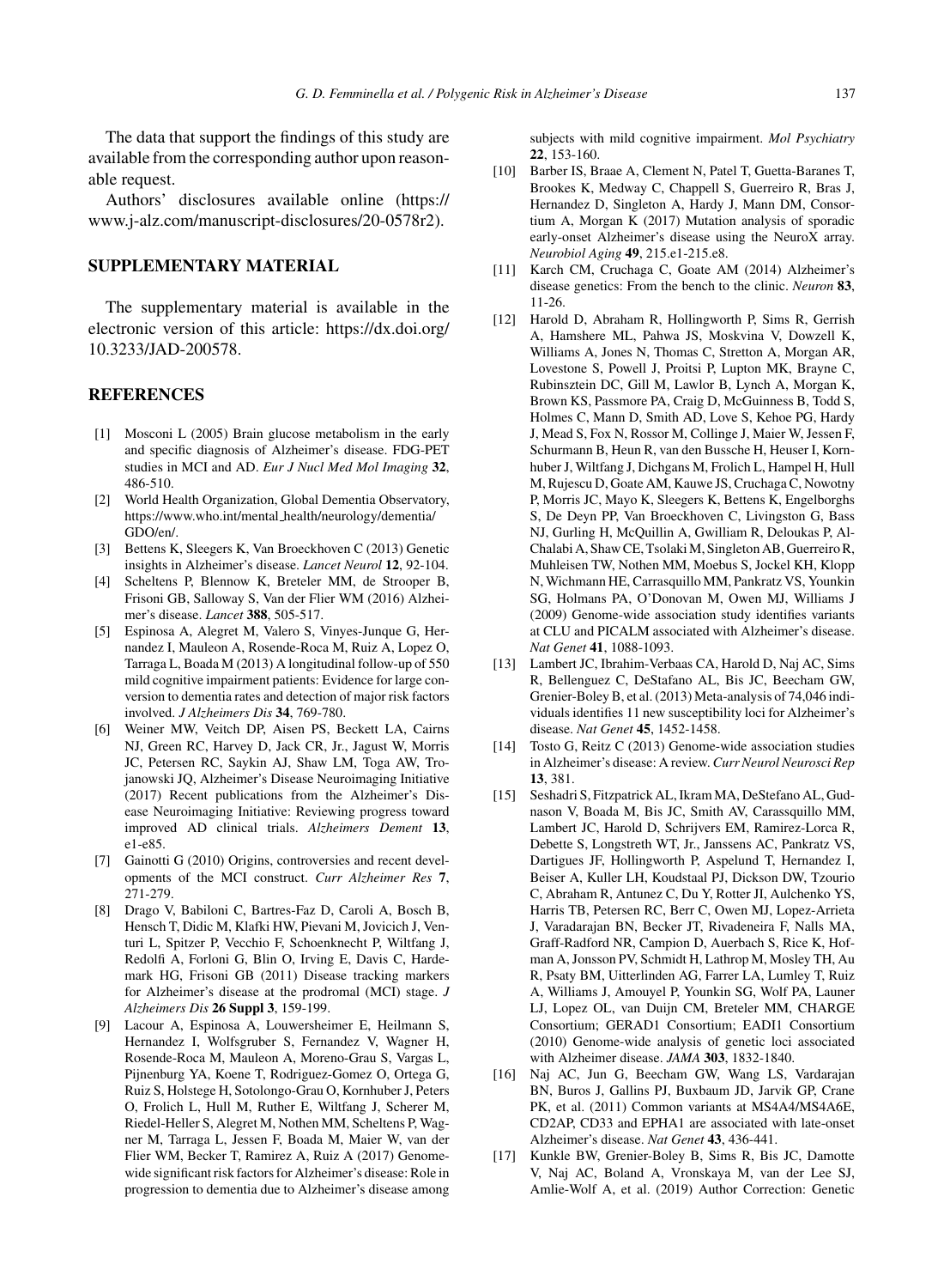The data that support the findings of this study are available from the corresponding author upon reasonable request.

Authors' disclosures available online (https://www.j-alz.com/manuscript-disclosures/20-0578r2).

## SUPPLEMENTARY MATERIAL

The supplementary material is available in the electronic version of this article: https://dx.doi.org/10.3233/JAD-200578.

## REFERENCES

- [1] Mosconi L (2005) Brain glucose metabolism in the early and specific diagnosis of Alzheimer's disease. FDG-PET studies in MCI and AD. *Eur J Nucl Med Mol Imaging* **32**, 486-510.
- [2] World Health Organization, Global Dementia Observatory, https://www.who.int/mental_health/neurology/dementia/GDO/en/.
- [3] Bettens K, Sleegers K, Van Broeckhoven C (2013) Genetic insights in Alzheimer's disease. *Lancet Neurol* **12**, 92-104.
- [4] Scheltens P, Blennow K, Breteler MM, de Strooper B, Frisoni GB, Salloway S, Van der Flier WM (2016) Alzheimer's disease. *Lancet* **388**, 505-517.
- [5] Espinosa A, Alegret M, Valero S, Vinyes-Junque G, Hernandez I, Mauleon A, Rosende-Roca M, Ruiz A, Lopez O, Tarraga L, Boada M (2013) A longitudinal follow-up of 550 mild cognitive impairment patients: Evidence for large conversion to dementia rates and detection of major risk factors involved. *J Alzheimers Dis* **34**, 769-780.
- [6] Weiner MW, Veitch DP, Aisen PS, Beckett LA, Cairns NJ, Green RC, Harvey D, Jack CR, Jr., Jagust W, Morris JC, Petersen RC, Saykin AJ, Shaw LM, Toga AW, Trojanowski JQ, Alzheimer's Disease Neuroimaging Initiative (2017) Recent publications from the Alzheimer's Disease Neuroimaging Initiative: Reviewing progress toward improved AD clinical trials. *Alzheimers Dement* **13**, e1-e85.
- [7] Gainotti G (2010) Origins, controversies and recent developments of the MCI construct. *Curr Alzheimer Res* **7**, 271-279.
- [8] Drago V, Babiloni C, Bartres-Faz D, Caroli A, Bosch B, Hensch T, Didic M, Klafki HW, Pievani M, Jovicich J, Venturi L, Spitzer P, Vecchio F, Schoenknecht P, Wiltfang J, Redolfi A, Forloni G, Blin O, Irving E, Davis C, Hardemark HG, Frisoni GB (2011) Disease tracking markers for Alzheimer's disease at the prodromal (MCI) stage. *J Alzheimers Dis* **26 Suppl 3**, 159-199.
- [9] Lacour A, Espinosa A, Louwersheimer E, Heilmann S, Hernandez I, Wolfsgruber S, Fernandez V, Wagner H, Rosende-Roca M, Mauleon A, Moreno-Grau S, Vargas L, Pijnenburg YA, Koene T, Rodriguez-Gomez O, Ortega G, Ruiz S, Holstege H, Sotolongo-Grau O, Kornhuber J, Peters O, Frolich L, Hull M, Ruther E, Wiltfang J, Scherer M, Riedel-Heller S, Alegret M, Nothen MM, Scheltens P, Wagner M, Tarraga L, Jessen F, Boada M, Maier W, van der Flier WM, Becker T, Ramirez A, Ruiz A (2017) Genome-wide significant risk factors for Alzheimer's disease: Role in progression to dementia due to Alzheimer's disease among subjects with mild cognitive impairment. *Mol Psychiatry* **22**, 153-160.
- [10] Barber IS, Braae A, Clement N, Patel T, Guetta-Baranes T, Brookes K, Medway C, Chappell S, Guerreiro R, Bras J, Hernandez D, Singleton A, Hardy J, Mann DM, Consortium A, Morgan K (2017) Mutation analysis of sporadic early-onset Alzheimer's disease using the NeuroX array. *Neurobiol Aging* **49**, 215.e1-215.e8.
- [11] Karch CM, Cruchaga C, Goate AM (2014) Alzheimer's disease genetics: From the bench to the clinic. *Neuron* **83**, 11-26.
- [12] Harold D, Abraham R, Hollingworth P, Sims R, Gerrish A, Hamshere ML, Pahwa JS, Moskvina V, Dowzell K, Williams A, Jones N, Thomas C, Stretton A, Morgan AR, Lovestone S, Powell J, Proitsi P, Lupton MK, Brayne C, Rubinsztein DC, Gill M, Lawlor B, Lynch A, Morgan K, Brown KS, Passmore PA, Craig D, McGuinness B, Todd S, Holmes C, Mann D, Smith AD, Love S, Kehoe PG, Hardy J, Mead S, Fox N, Rossor M, Collinge J, Maier W, Jessen F, Schurmann B, Heun R, van den Bussche H, Heuser I, Kornhuber J, Wiltfang J, Dichgans M, Frolich L, Hampel H, Hull M, Rujescu D, Goate AM, Kauwe JS, Cruchaga C, Nowotny P, Morris JC, Mayo K, Sleegers K, Bettens K, Engelborghs S, De Deyn PP, Van Broeckhoven C, Livingston G, Bass NJ, Gurling H, McQuillin A, Gwilliam R, Deloukas P, Al-Chalabi A, Shaw CE, Tsolaki M, Singleton AB, Guerreiro R, Muhleisen TW, Nothen MM, Moebus S, Jockel KH, Klopp N, Wichmann HE, Carrasquillo MM, Pankratz VS, Younkin SG, Holmans PA, O'Donovan M, Owen MJ, Williams J (2009) Genome-wide association study identifies variants at CLU and PICALM associated with Alzheimer's disease. *Nat Genet* **41**, 1088-1093.
- [13] Lambert JC, Ibrahim-Verbaas CA, Harold D, Naj AC, Sims R, Bellenguez C, DeStafano AL, Bis JC, Beecham GW, Grenier-Boley B, et al. (2013) Meta-analysis of 74,046 individuals identifies 11 new susceptibility loci for Alzheimer's disease. *Nat Genet* **45**, 1452-1458.
- [14] Tosto G, Reitz C (2013) Genome-wide association studies in Alzheimer's disease: A review. *Curr Neurol Neurosci Rep* **13**, 381.
- [15] Seshadri S, Fitzpatrick AL, Ikram MA, DeStefano AL, Gudnason V, Boada M, Bis JC, Smith AV, Carassquillo MM, Lambert JC, Harold D, Schrijvers EM, Ramirez-Lorca R, Debette S, Longstreth WT, Jr., Janssens AC, Pankratz VS, Dartigues JF, Hollingworth P, Aspelund T, Hernandez I, Beiser A, Kuller LH, Koudstaal PJ, Dickson DW, Tzourio C, Abraham R, Antunez C, Du Y, Rotter JI, Aulchenko YS, Harris TB, Petersen RC, Berr C, Owen MJ, Lopez-Arrieta J, Varadarajan BN, Becker JT, Rivadeneira F, Nalls MA, Graff-Radford NR, Campion D, Auerbach S, Rice K, Hofman A, Jonsson PV, Schmidt H, Lathrop M, Mosley TH, Au R, Psaty BM, Uitterlinden AG, Farrer LA, Lumley T, Ruiz A, Williams J, Amouyel P, Younkin SG, Wolf PA, Launer LJ, Lopez OL, van Duijn CM, Breteler MM, CHARGE Consortium; GERAD1 Consortium; EADI1 Consortium (2010) Genome-wide analysis of genetic loci associated with Alzheimer disease. *JAMA* **303**, 1832-1840.
- [16] Naj AC, Jun G, Beecham GW, Wang LS, Vardarajan BN, Buros J, Gallins PJ, Buxbaum JD, Jarvik GP, Crane PK, et al. (2011) Common variants at MS4A4/MS4A6E, CD2AP, CD33 and EPHA1 are associated with late-onset Alzheimer's disease. *Nat Genet* **43**, 436-441.
- [17] Kunkle BW, Grenier-Boley B, Sims R, Bis JC, Damotte V, Naj AC, Boland A, Vronskaya M, van der Lee SJ, Amlie-Wolf A, et al. (2019) Author Correction: Genetic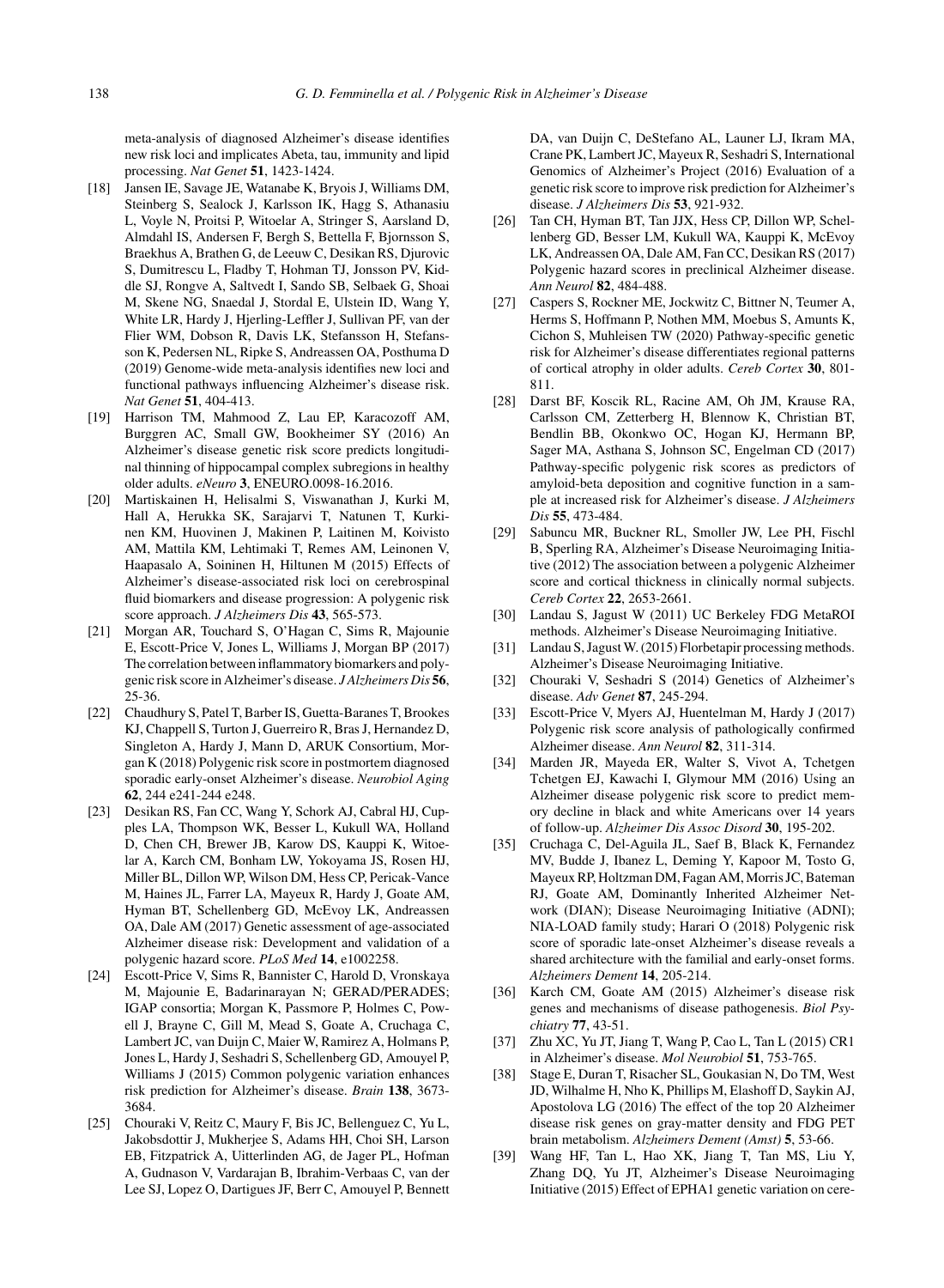meta-analysis of diagnosed Alzheimer's disease identifies new risk loci and implicates Abeta, tau, immunity and lipid processing. *Nat Genet* **51**, 1423-1424.

[18] Jansen IE, Savage JE, Watanabe K, Bryois J, Williams DM, Steinberg S, Sealock J, Karlsson IK, Hagg S, Athanasiu L, Voyle N, Proitsi P, Witoelar A, Stringer S, Aarsland D, Almdahl IS, Andersen F, Bergh S, Bettella F, Bjornsson S, Braekhus A, Brathen G, de Leeuw C, Desikan RS, Djurovic S, Dumitrescu L, Fladby T, Hohman TJ, Jonsson PV, Kiddle SJ, Rongve A, Saltvedt I, Sando SB, Selbaek G, Shoai M, Skene NG, Snaedal J, Stordal E, Ulstein ID, Wang Y, White LR, Hardy J, Hjerling-Leffler J, Sullivan PF, van der Flier WM, Dobson R, Davis LK, Stefansson H, Stefansson K, Pedersen NL, Ripke S, Andreassen OA, Posthuma D (2019) Genome-wide meta-analysis identifies new loci and functional pathways influencing Alzheimer's disease risk. *Nat Genet* **51**, 404-413.

[19] Harrison TM, Mahmood Z, Lau EP, Karacozoff AM, Burggren AC, Small GW, Bookheimer SY (2016) An Alzheimer's disease genetic risk score predicts longitudinal thinning of hippocampal complex subregions in healthy older adults. *eNeuro* **3**, ENEURO.0098-16.2016.

[20] Martiskainen H, Helisalmi S, Viswanathan J, Kurki M, Hall A, Herukka SK, Sarajarvi T, Natunen T, Kurkinen KM, Huovinen J, Makinen P, Laitinen M, Koivisto AM, Mattila KM, Lehtimaki T, Remes AM, Leinonen V, Haapasalo A, Soininen H, Hiltunen M (2015) Effects of Alzheimer's disease-associated risk loci on cerebrospinal fluid biomarkers and disease progression: A polygenic risk score approach. *J Alzheimers Dis* **43**, 565-573.

[21] Morgan AR, Touchard S, O'Hagan C, Sims R, Majounie E, Escott-Price V, Jones L, Williams J, Morgan BP (2017) The correlation between inflammatory biomarkers and polygenic risk score in Alzheimer's disease. *J Alzheimers Dis* **56**, 25-36.

[22] Chaudhury S, Patel T, Barber IS, Guetta-Baranes T, Brookes KJ, Chappell S, Turton J, Guerreiro R, Bras J, Hernandez D, Singleton A, Hardy J, Mann D, ARUK Consortium, Morgan K (2018) Polygenic risk score in postmortem diagnosed sporadic early-onset Alzheimer's disease. *Neurobiol Aging* **62**, 244 e241-244 e248.

[23] Desikan RS, Fan CC, Wang Y, Schork AJ, Cabral HJ, Cupples LA, Thompson WK, Besser L, Kukull WA, Holland D, Chen CH, Brewer JB, Karow DS, Kauppi K, Witoelar A, Karch CM, Bonham LW, Yokoyama JS, Rosen HJ, Miller BL, Dillon WP, Wilson DM, Hess CP, Pericak-Vance M, Haines JL, Farrer LA, Mayeux R, Hardy J, Goate AM, Hyman BT, Schellenberg GD, McEvoy LK, Andreassen OA, Dale AM (2017) Genetic assessment of age-associated Alzheimer disease risk: Development and validation of a polygenic hazard score. *PLoS Med* **14**, e1002258.

[24] Escott-Price V, Sims R, Bannister C, Harold D, Vronskaya M, Majounie E, Badarinarayan N; GERAD/PERADES; IGAP consortia; Morgan K, Passmore P, Holmes C, Powell J, Brayne C, Gill M, Mead S, Goate A, Cruchaga C, Lambert JC, van Duijn C, Maier W, Ramirez A, Holmans P, Jones L, Hardy J, Seshadri S, Schellenberg GD, Amouyel P, Williams J (2015) Common polygenic variation enhances risk prediction for Alzheimer's disease. *Brain* **138**, 3673-3684.

[25] Chouraki V, Reitz C, Maury F, Bis JC, Bellenguez C, Yu L, Jakobsdottir J, Mukherjee S, Adams HH, Choi SH, Larson EB, Fitzpatrick A, Uitterlinden AG, de Jager PL, Hofman A, Gudnason V, Vardarajan B, Ibrahim-Verbaas C, van der Lee SJ, Lopez O, Dartigues JF, Berr C, Amouyel P, Bennett DA, van Duijn C, DeStefano AL, Launer LJ, Ikram MA, Crane PK, Lambert JC, Mayeux R, Seshadri S, International Genomics of Alzheimer's Project (2016) Evaluation of a genetic risk score to improve risk prediction for Alzheimer's disease. *J Alzheimers Dis* **53**, 921-932.

[26] Tan CH, Hyman BT, Tan JJX, Hess CP, Dillon WP, Schellenberg GD, Besser LM, Kukull WA, Kauppi K, McEvoy LK, Andreassen OA, Dale AM, Fan CC, Desikan RS (2017) Polygenic hazard scores in preclinical Alzheimer disease. *Ann Neurol* **82**, 484-488.

[27] Caspers S, Rockner ME, Jockwitz C, Bittner N, Teumer A, Herms S, Hoffmann P, Nothen MM, Moebus S, Amunts K, Cichon S, Muhleisen TW (2020) Pathway-specific genetic risk for Alzheimer's disease differentiates regional patterns of cortical atrophy in older adults. *Cereb Cortex* **30**, 801-811.

[28] Darst BF, Koscik RL, Racine AM, Oh JM, Krause RA, Carlsson CM, Zetterberg H, Blennow K, Christian BT, Bendlin BB, Okonkwo OC, Hogan KJ, Hermann BP, Sager MA, Asthana S, Johnson SC, Engelman CD (2017) Pathway-specific polygenic risk scores as predictors of amyloid-beta deposition and cognitive function in a sample at increased risk for Alzheimer's disease. *J Alzheimers Dis* **55**, 473-484.

[29] Sabuncu MR, Buckner RL, Smoller JW, Lee PH, Fischl B, Sperling RA, Alzheimer's Disease Neuroimaging Initiative (2012) The association between a polygenic Alzheimer score and cortical thickness in clinically normal subjects. *Cereb Cortex* **22**, 2653-2661.

[30] Landau S, Jagust W (2011) UC Berkeley FDG MetaROI methods. Alzheimer's Disease Neuroimaging Initiative.

[31] Landau S, Jagust W. (2015) Florbetapir processing methods. Alzheimer's Disease Neuroimaging Initiative.

[32] Chouraki V, Seshadri S (2014) Genetics of Alzheimer's disease. *Adv Genet* **87**, 245-294.

[33] Escott-Price V, Myers AJ, Huentelman M, Hardy J (2017) Polygenic risk score analysis of pathologically confirmed Alzheimer disease. *Ann Neurol* **82**, 311-314.

[34] Marden JR, Mayeda ER, Walter S, Vivot A, Tchetgen Tchetgen EJ, Kawachi I, Glymour MM (2016) Using an Alzheimer disease polygenic risk score to predict memory decline in black and white Americans over 14 years of follow-up. *Alzheimer Dis Assoc Disord* **30**, 195-202.

[35] Cruchaga C, Del-Aguila JL, Saef B, Black K, Fernandez MV, Budde J, Ibanez L, Deming Y, Kapoor M, Tosto G, Mayeux RP, Holtzman DM, Fagan AM, Morris JC, Bateman RJ, Goate AM, Dominantly Inherited Alzheimer Network (DIAN); Disease Neuroimaging Initiative (ADNI); NIA-LOAD family study; Harari O (2018) Polygenic risk score of sporadic late-onset Alzheimer's disease reveals a shared architecture with the familial and early-onset forms. *Alzheimers Dement* **14**, 205-214.

[36] Karch CM, Goate AM (2015) Alzheimer's disease risk genes and mechanisms of disease pathogenesis. *Biol Psychiatry* **77**, 43-51.

[37] Zhu XC, Yu JT, Jiang T, Wang P, Cao L, Tan L (2015) CR1 in Alzheimer's disease. *Mol Neurobiol* **51**, 753-765.

[38] Stage E, Duran T, Risacher SL, Goukasian N, Do TM, West JD, Wilhalme H, Nho K, Phillips M, Elashoff D, Saykin AJ, Apostolova LG (2016) The effect of the top 20 Alzheimer disease risk genes on gray-matter density and FDG PET brain metabolism. *Alzheimers Dement (Amst)* **5**, 53-66.

[39] Wang HF, Tan L, Hao XK, Jiang T, Tan MS, Liu Y, Zhang DQ, Yu JT, Alzheimer's Disease Neuroimaging Initiative (2015) Effect of EPHA1 genetic variation on cere-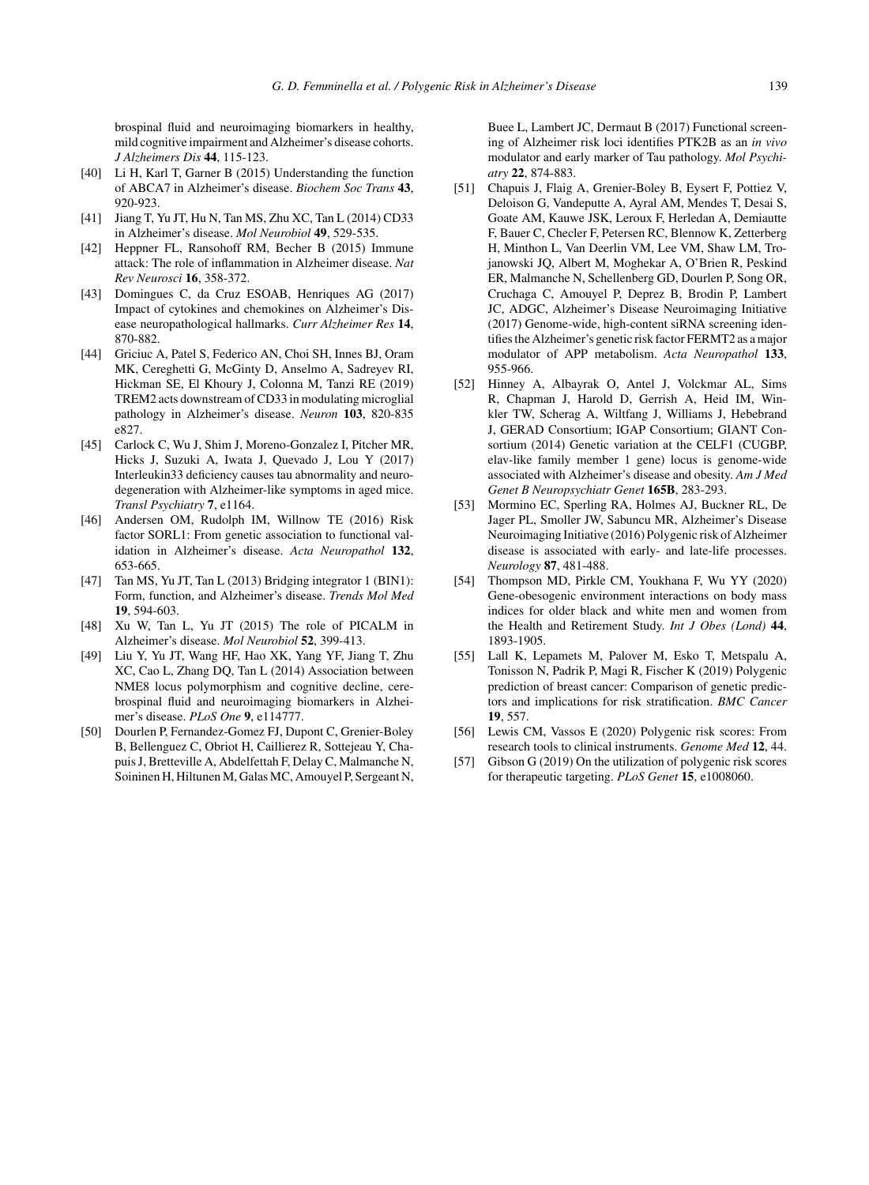brospinal fluid and neuroimaging biomarkers in healthy, mild cognitive impairment and Alzheimer's disease cohorts. *J Alzheimers Dis* **44**, 115-123.

[40] Li H, Karl T, Garner B (2015) Understanding the function of ABCA7 in Alzheimer's disease. *Biochem Soc Trans* **43**, 920-923.

[41] Jiang T, Yu JT, Hu N, Tan MS, Zhu XC, Tan L (2014) CD33 in Alzheimer's disease. *Mol Neurobiol* **49**, 529-535.

[42] Heppner FL, Ransohoff RM, Becher B (2015) Immune attack: The role of inflammation in Alzheimer disease. *Nat Rev Neurosci* **16**, 358-372.

[43] Domingues C, da Cruz ESOAB, Henriques AG (2017) Impact of cytokines and chemokines on Alzheimer's Disease neuropathological hallmarks. *Curr Alzheimer Res* **14**, 870-882.

[44] Griciuc A, Patel S, Federico AN, Choi SH, Innes BJ, Oram MK, Cereghetti G, McGinty D, Anselmo A, Sadreyev RI, Hickman SE, El Khoury J, Colonna M, Tanzi RE (2019) TREM2 acts downstream of CD33 in modulating microglial pathology in Alzheimer's disease. *Neuron* **103**, 820-835 e827.

[45] Carlock C, Wu J, Shim J, Moreno-Gonzalez I, Pitcher MR, Hicks J, Suzuki A, Iwata J, Quevado J, Lou Y (2017) Interleukin33 deficiency causes tau abnormality and neurodegeneration with Alzheimer-like symptoms in aged mice. *Transl Psychiatry* **7**, e1164.

[46] Andersen OM, Rudolph IM, Willnow TE (2016) Risk factor SORL1: From genetic association to functional validation in Alzheimer's disease. *Acta Neuropathol* **132**, 653-665.

[47] Tan MS, Yu JT, Tan L (2013) Bridging integrator 1 (BIN1): Form, function, and Alzheimer's disease. *Trends Mol Med* **19**, 594-603.

[48] Xu W, Tan L, Yu JT (2015) The role of PICALM in Alzheimer's disease. *Mol Neurobiol* **52**, 399-413.

[49] Liu Y, Yu JT, Wang HF, Hao XK, Yang YF, Jiang T, Zhu XC, Cao L, Zhang DQ, Tan L (2014) Association between NME8 locus polymorphism and cognitive decline, cerebrospinal fluid and neuroimaging biomarkers in Alzheimer's disease. *PLoS One* **9**, e114777.

[50] Dourlen P, Fernandez-Gomez FJ, Dupont C, Grenier-Boley B, Bellenguez C, Obriot H, Caillierez R, Sottejeau Y, Chapuis J, Bretteville A, Abdelfettah F, Delay C, Malmanche N, Soininen H, Hiltunen M, Galas MC, Amouyel P, Sergeant N, Buee L, Lambert JC, Dermaut B (2017) Functional screening of Alzheimer risk loci identifies PTK2B as an *in vivo* modulator and early marker of Tau pathology. *Mol Psychiatry* **22**, 874-883.

[51] Chapuis J, Flaig A, Grenier-Boley B, Eysert F, Pottiez V, Deloison G, Vandeputte A, Ayral AM, Mendes T, Desai S, Goate AM, Kauwe JSK, Leroux F, Herledan A, Demiautte F, Bauer C, Checler F, Petersen RC, Blennow K, Zetterberg H, Minthon L, Van Deerlin VM, Lee VM, Shaw LM, Trojanowski JQ, Albert M, Moghekar A, O'Brien R, Peskind ER, Malmanche N, Schellenberg GD, Dourlen P, Song OR, Cruchaga C, Amouyel P, Deprez B, Brodin P, Lambert JC, ADGC, Alzheimer's Disease Neuroimaging Initiative (2017) Genome-wide, high-content siRNA screening identifies the Alzheimer's genetic risk factor FERMT2 as a major modulator of APP metabolism. *Acta Neuropathol* **133**, 955-966.

[52] Hinney A, Albayrak O, Antel J, Volckmar AL, Sims R, Chapman J, Harold D, Gerrish A, Heid IM, Winkler TW, Scherag A, Wiltfang J, Williams J, Hebebrand J, GERAD Consortium; IGAP Consortium; GIANT Consortium (2014) Genetic variation at the CELF1 (CUGBP, elav-like family member 1 gene) locus is genome-wide associated with Alzheimer's disease and obesity. *Am J Med Genet B Neuropsychiatr Genet* **165B**, 283-293.

[53] Mormino EC, Sperling RA, Holmes AJ, Buckner RL, De Jager PL, Smoller JW, Sabuncu MR, Alzheimer's Disease Neuroimaging Initiative (2016) Polygenic risk of Alzheimer disease is associated with early- and late-life processes. *Neurology* **87**, 481-488.

[54] Thompson MD, Pirkle CM, Youkhana F, Wu YY (2020) Gene-obesogenic environment interactions on body mass indices for older black and white men and women from the Health and Retirement Study. *Int J Obes (Lond)* **44**, 1893-1905.

[55] Lall K, Lepamets M, Palover M, Esko T, Metspalu A, Tonisson N, Padrik P, Magi R, Fischer K (2019) Polygenic prediction of breast cancer: Comparison of genetic predictors and implications for risk stratification. *BMC Cancer* **19**, 557.

[56] Lewis CM, Vassos E (2020) Polygenic risk scores: From research tools to clinical instruments. *Genome Med* **12**, 44.

[57] Gibson G (2019) On the utilization of polygenic risk scores for therapeutic targeting. *PLoS Genet* **15**, e1008060.